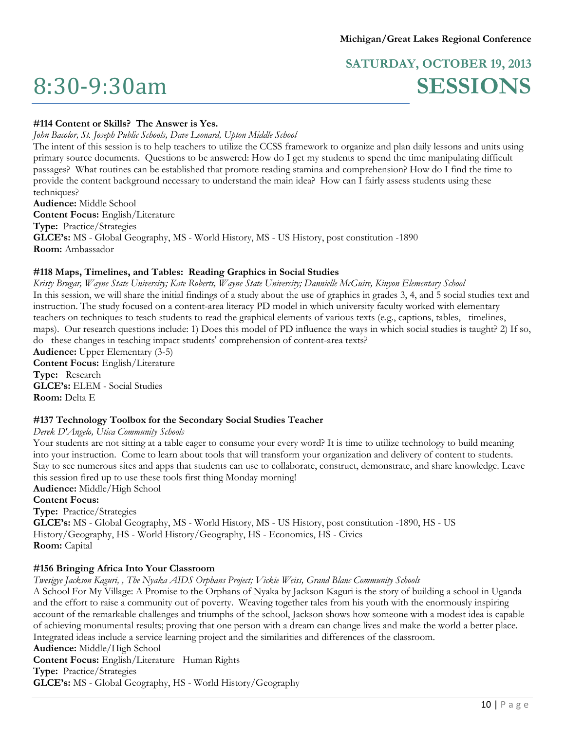Michigan/Great Lakes Regional Conference

# 8:30-9:30am

## SATURDAY, OCTOBER 19, 2013 SESSIONS

### #114 Content or Skills? The Answer is Yes.

*John Bacolor, St. Joseph Public Schools, Dave Leonard, Upton Middle School*

The intent of this session is to help teachers to utilize the CCSS framework to organize and plan daily lessons and units using primary source documents. Questions to be answered: How do I get my students to spend the time manipulating difficult passages? What routines can be established that promote reading stamina and comprehension? How do I find the time to provide the content background necessary to understand the main idea? How can I fairly assess students using these techniques?

**Audience:** Middle School
**Content Focus:** English/Literature
**Type:** Practice/Strategies
**GLCE's:** MS - Global Geography, MS - World History, MS - US History, post constitution -1890
**Room:** Ambassador

### #118 Maps, Timelines, and Tables: Reading Graphics in Social Studies

*Kristy Brugar, Wayne State University; Kate Roberts, Wayne State University; Dannielle McGuire, Kinyon Elementary School*

In this session, we will share the initial findings of a study about the use of graphics in grades 3, 4, and 5 social studies text and instruction. The study focused on a content-area literacy PD model in which university faculty worked with elementary teachers on techniques to teach students to read the graphical elements of various texts (e.g., captions, tables, timelines, maps). Our research questions include: 1) Does this model of PD influence the ways in which social studies is taught? 2) If so, do these changes in teaching impact students' comprehension of content-area texts?

**Audience:** Upper Elementary (3-5)
**Content Focus:** English/Literature
**Type:** Research
**GLCE's:** ELEM - Social Studies
**Room:** Delta E

### #137 Technology Toolbox for the Secondary Social Studies Teacher

*Derek D'Angelo, Utica Community Schools*

Your students are not sitting at a table eager to consume your every word? It is time to utilize technology to build meaning into your instruction. Come to learn about tools that will transform your organization and delivery of content to students. Stay to see numerous sites and apps that students can use to collaborate, construct, demonstrate, and share knowledge. Leave this session fired up to use these tools first thing Monday morning!

**Audience:** Middle/High School
**Content Focus:**
**Type:** Practice/Strategies
**GLCE's:** MS - Global Geography, MS - World History, MS - US History, post constitution -1890, HS - US History/Geography, HS - World History/Geography, HS - Economics, HS - Civics
**Room:** Capital

### #156 Bringing Africa Into Your Classroom

*Twesigye Jackson Kaguri, , The Nyaka AIDS Orphans Project; Vickie Weiss, Grand Blanc Community Schools*

A School For My Village: A Promise to the Orphans of Nyaka by Jackson Kaguri is the story of building a school in Uganda and the effort to raise a community out of poverty. Weaving together tales from his youth with the enormously inspiring account of the remarkable challenges and triumphs of the school, Jackson shows how someone with a modest idea is capable of achieving monumental results; proving that one person with a dream can change lives and make the world a better place. Integrated ideas include a service learning project and the similarities and differences of the classroom.

**Audience:** Middle/High School
**Content Focus:** English/Literature Human Rights
**Type:** Practice/Strategies
**GLCE's:** MS - Global Geography, HS - World History/Geography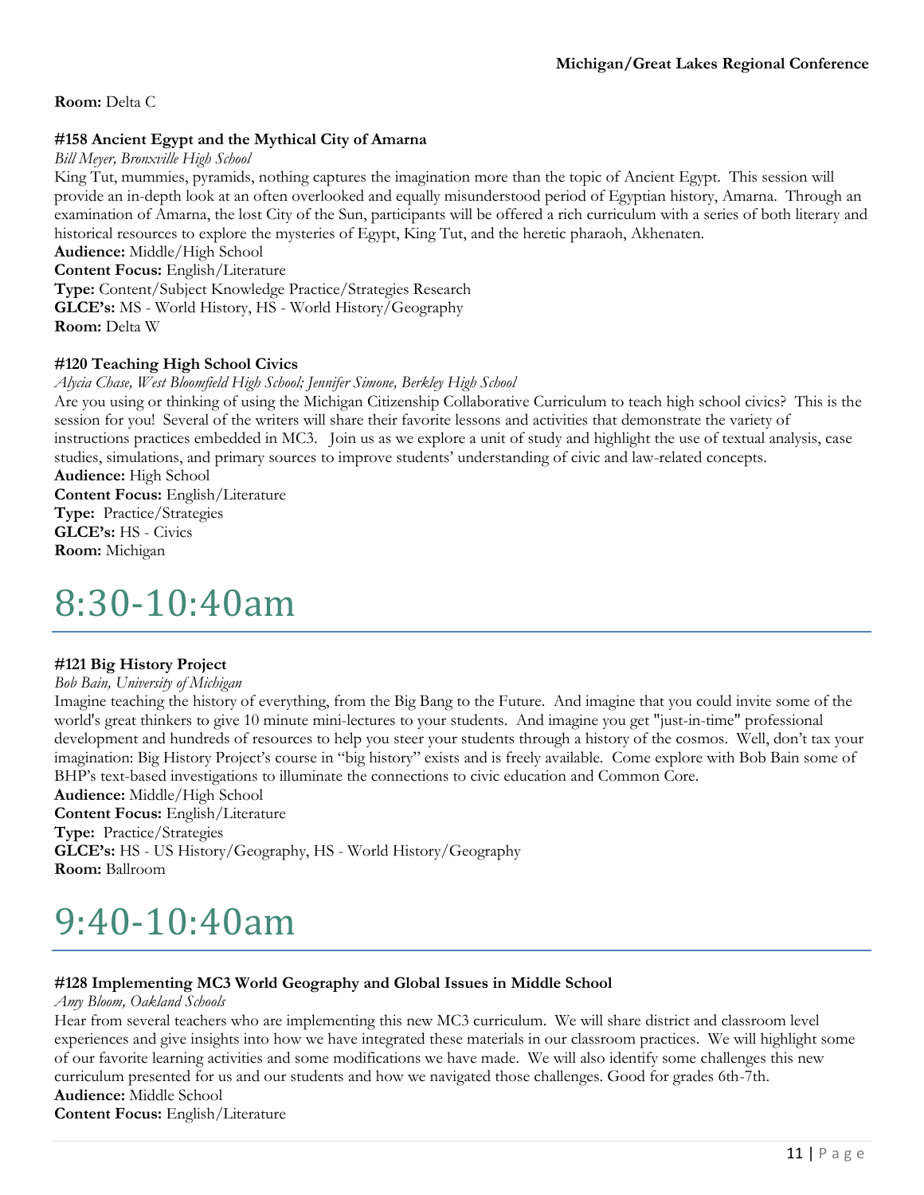**Room:** Delta C

**#158 Ancient Egypt and the Mythical City of Amarna**

*Bill Meyer, Bronxville High School*

King Tut, mummies, pyramids, nothing captures the imagination more than the topic of Ancient Egypt. This session will provide an in-depth look at an often overlooked and equally misunderstood period of Egyptian history, Amarna. Through an examination of Amarna, the lost City of the Sun, participants will be offered a rich curriculum with a series of both literary and historical resources to explore the mysteries of Egypt, King Tut, and the heretic pharaoh, Akhenaten.

**Audience:** Middle/High School
**Content Focus:** English/Literature
**Type:** Content/Subject Knowledge Practice/Strategies Research
**GLCE's:** MS - World History, HS - World History/Geography
**Room:** Delta W

**#120 Teaching High School Civics**

*Alycia Chase, West Bloomfield High School; Jennifer Simone, Berkley High School*

Are you using or thinking of using the Michigan Citizenship Collaborative Curriculum to teach high school civics? This is the session for you! Several of the writers will share their favorite lessons and activities that demonstrate the variety of instructions practices embedded in MC3. Join us as we explore a unit of study and highlight the use of textual analysis, case studies, simulations, and primary sources to improve students' understanding of civic and law-related concepts.

**Audience:** High School
**Content Focus:** English/Literature
**Type:** Practice/Strategies
**GLCE's:** HS - Civics
**Room:** Michigan

# 8:30-10:40am

**#121 Big History Project**

*Bob Bain, University of Michigan*

Imagine teaching the history of everything, from the Big Bang to the Future. And imagine that you could invite some of the world's great thinkers to give 10 minute mini-lectures to your students. And imagine you get "just-in-time" professional development and hundreds of resources to help you steer your students through a history of the cosmos. Well, don't tax your imagination: Big History Project's course in "big history" exists and is freely available. Come explore with Bob Bain some of BHP's text-based investigations to illuminate the connections to civic education and Common Core.

**Audience:** Middle/High School
**Content Focus:** English/Literature
**Type:** Practice/Strategies
**GLCE's:** HS - US History/Geography, HS - World History/Geography
**Room:** Ballroom

# 9:40-10:40am

**#128 Implementing MC3 World Geography and Global Issues in Middle School**

*Amy Bloom, Oakland Schools*

Hear from several teachers who are implementing this new MC3 curriculum. We will share district and classroom level experiences and give insights into how we have integrated these materials in our classroom practices. We will highlight some of our favorite learning activities and some modifications we have made. We will also identify some challenges this new curriculum presented for us and our students and how we navigated those challenges. Good for grades 6th-7th.

**Audience:** Middle School
**Content Focus:** English/Literature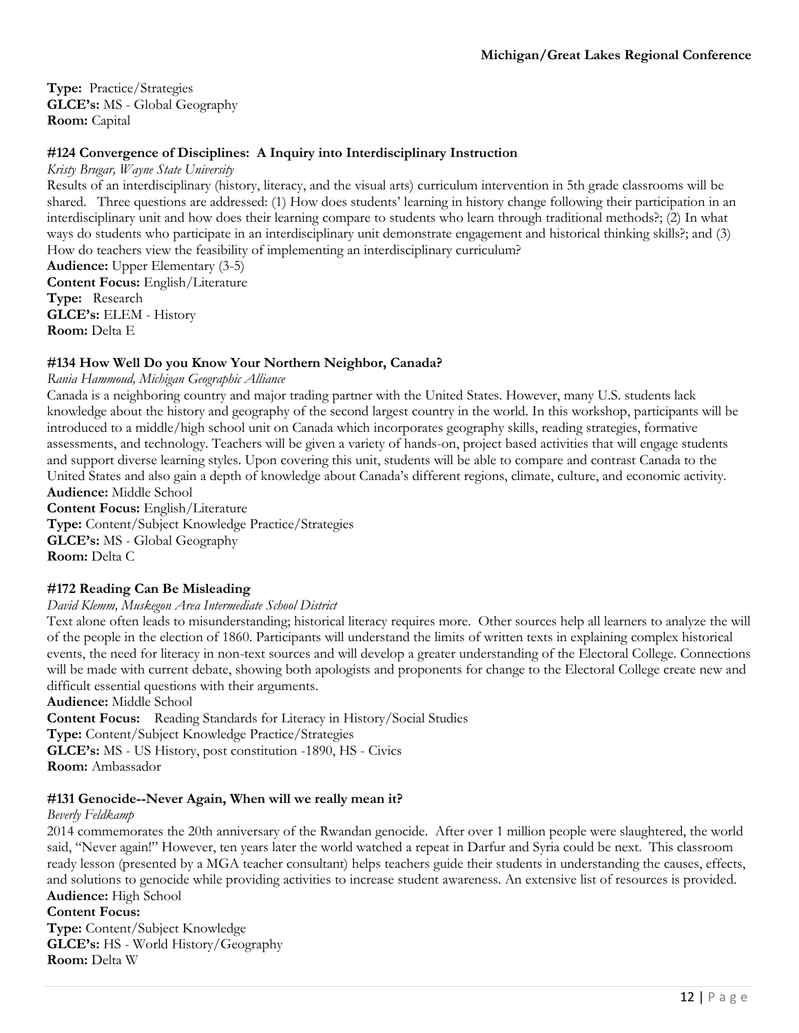**Type:** Practice/Strategies
**GLCE's:** MS - Global Geography
**Room:** Capital

### #124 Convergence of Disciplines: A Inquiry into Interdisciplinary Instruction

*Kristy Brugar, Wayne State University*

Results of an interdisciplinary (history, literacy, and the visual arts) curriculum intervention in 5th grade classrooms will be shared. Three questions are addressed: (1) How does students' learning in history change following their participation in an interdisciplinary unit and how does their learning compare to students who learn through traditional methods?; (2) In what ways do students who participate in an interdisciplinary unit demonstrate engagement and historical thinking skills?; and (3) How do teachers view the feasibility of implementing an interdisciplinary curriculum?

**Audience:** Upper Elementary (3-5)
**Content Focus:** English/Literature
**Type:** Research
**GLCE's:** ELEM - History
**Room:** Delta E

### #134 How Well Do you Know Your Northern Neighbor, Canada?

*Rania Hammoud, Michigan Geographic Alliance*

Canada is a neighboring country and major trading partner with the United States. However, many U.S. students lack knowledge about the history and geography of the second largest country in the world. In this workshop, participants will be introduced to a middle/high school unit on Canada which incorporates geography skills, reading strategies, formative assessments, and technology. Teachers will be given a variety of hands-on, project based activities that will engage students and support diverse learning styles. Upon covering this unit, students will be able to compare and contrast Canada to the United States and also gain a depth of knowledge about Canada's different regions, climate, culture, and economic activity.

**Audience:** Middle School
**Content Focus:** English/Literature
**Type:** Content/Subject Knowledge Practice/Strategies
**GLCE's:** MS - Global Geography
**Room:** Delta C

### #172 Reading Can Be Misleading

*David Klemm, Muskegon Area Intermediate School District*

Text alone often leads to misunderstanding; historical literacy requires more. Other sources help all learners to analyze the will of the people in the election of 1860. Participants will understand the limits of written texts in explaining complex historical events, the need for literacy in non-text sources and will develop a greater understanding of the Electoral College. Connections will be made with current debate, showing both apologists and proponents for change to the Electoral College create new and difficult essential questions with their arguments.

**Audience:** Middle School
**Content Focus:** Reading Standards for Literacy in History/Social Studies
**Type:** Content/Subject Knowledge Practice/Strategies
**GLCE's:** MS - US History, post constitution -1890, HS - Civics
**Room:** Ambassador

### #131 Genocide--Never Again, When will we really mean it?

*Beverly Feldkamp*

2014 commemorates the 20th anniversary of the Rwandan genocide. After over 1 million people were slaughtered, the world said, "Never again!" However, ten years later the world watched a repeat in Darfur and Syria could be next. This classroom ready lesson (presented by a MGA teacher consultant) helps teachers guide their students in understanding the causes, effects, and solutions to genocide while providing activities to increase student awareness. An extensive list of resources is provided.

**Audience:** High School
**Content Focus:**
**Type:** Content/Subject Knowledge
**GLCE's:** HS - World History/Geography
**Room:** Delta W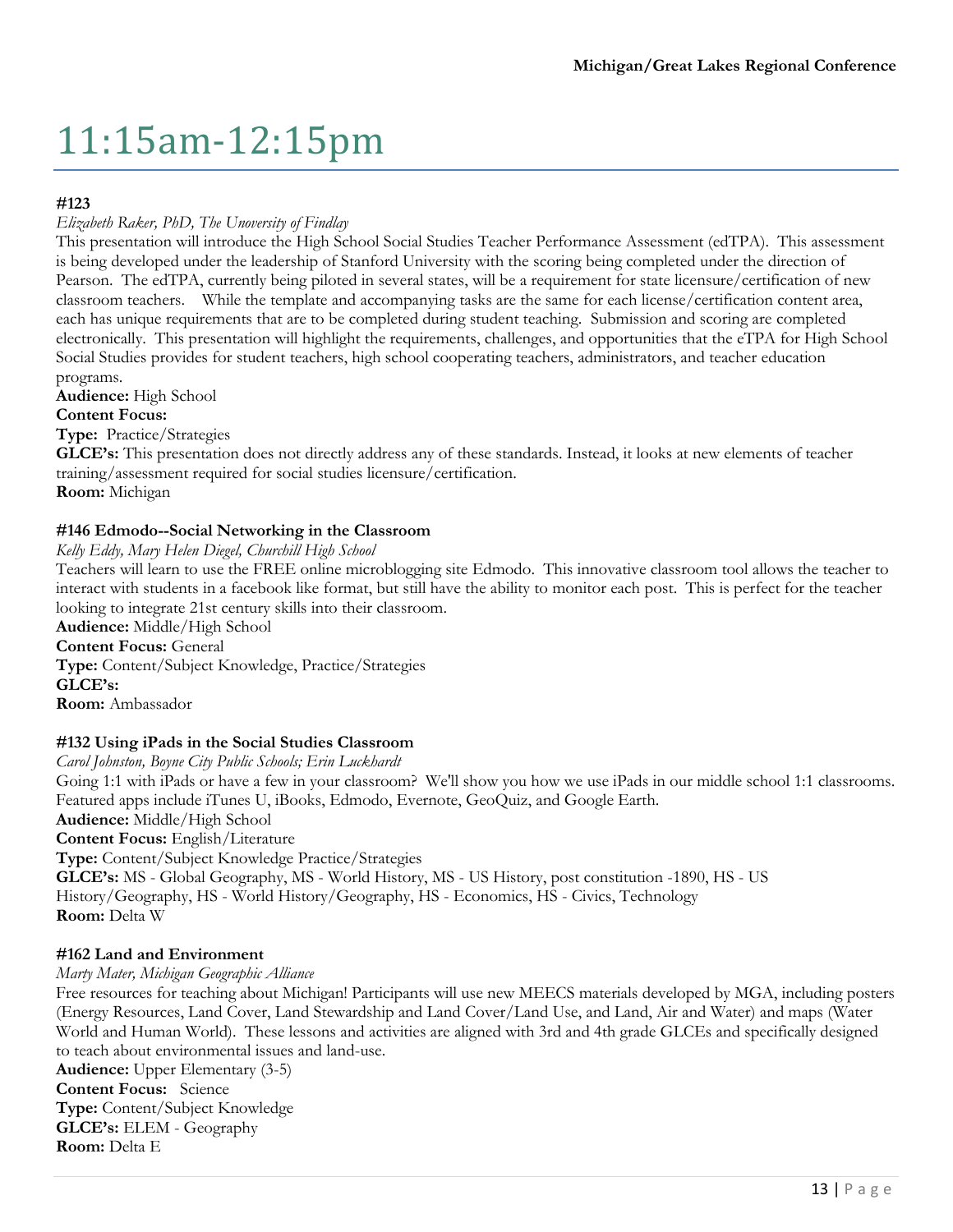# 11:15am-12:15pm

**#123**

*Elizabeth Raker, PhD, The Unoversity of Findlay*

This presentation will introduce the High School Social Studies Teacher Performance Assessment (edTPA). This assessment is being developed under the leadership of Stanford University with the scoring being completed under the direction of Pearson. The edTPA, currently being piloted in several states, will be a requirement for state licensure/certification of new classroom teachers. While the template and accompanying tasks are the same for each license/certification content area, each has unique requirements that are to be completed during student teaching. Submission and scoring are completed electronically. This presentation will highlight the requirements, challenges, and opportunities that the eTPA for High School Social Studies provides for student teachers, high school cooperating teachers, administrators, and teacher education programs.

**Audience:** High School
**Content Focus:**
**Type:** Practice/Strategies
**GLCE's:** This presentation does not directly address any of these standards. Instead, it looks at new elements of teacher training/assessment required for social studies licensure/certification.
**Room:** Michigan

**#146 Edmodo--Social Networking in the Classroom**

*Kelly Eddy, Mary Helen Diegel, Churchill High School*

Teachers will learn to use the FREE online microblogging site Edmodo. This innovative classroom tool allows the teacher to interact with students in a facebook like format, but still have the ability to monitor each post. This is perfect for the teacher looking to integrate 21st century skills into their classroom.

**Audience:** Middle/High School
**Content Focus:** General
**Type:** Content/Subject Knowledge, Practice/Strategies
**GLCE's:**
**Room:** Ambassador

**#132 Using iPads in the Social Studies Classroom**

*Carol Johnston, Boyne City Public Schools; Erin Luckhardt*

Going 1:1 with iPads or have a few in your classroom? We'll show you how we use iPads in our middle school 1:1 classrooms. Featured apps include iTunes U, iBooks, Edmodo, Evernote, GeoQuiz, and Google Earth.

**Audience:** Middle/High School
**Content Focus:** English/Literature
**Type:** Content/Subject Knowledge Practice/Strategies
**GLCE's:** MS - Global Geography, MS - World History, MS - US History, post constitution -1890, HS - US History/Geography, HS - World History/Geography, HS - Economics, HS - Civics, Technology
**Room:** Delta W

**#162 Land and Environment**

*Marty Mater, Michigan Geographic Alliance*

Free resources for teaching about Michigan! Participants will use new MEECS materials developed by MGA, including posters (Energy Resources, Land Cover, Land Stewardship and Land Cover/Land Use, and Land, Air and Water) and maps (Water World and Human World). These lessons and activities are aligned with 3rd and 4th grade GLCEs and specifically designed to teach about environmental issues and land-use.

**Audience:** Upper Elementary (3-5)
**Content Focus:** Science
**Type:** Content/Subject Knowledge
**GLCE's:** ELEM - Geography
**Room:** Delta E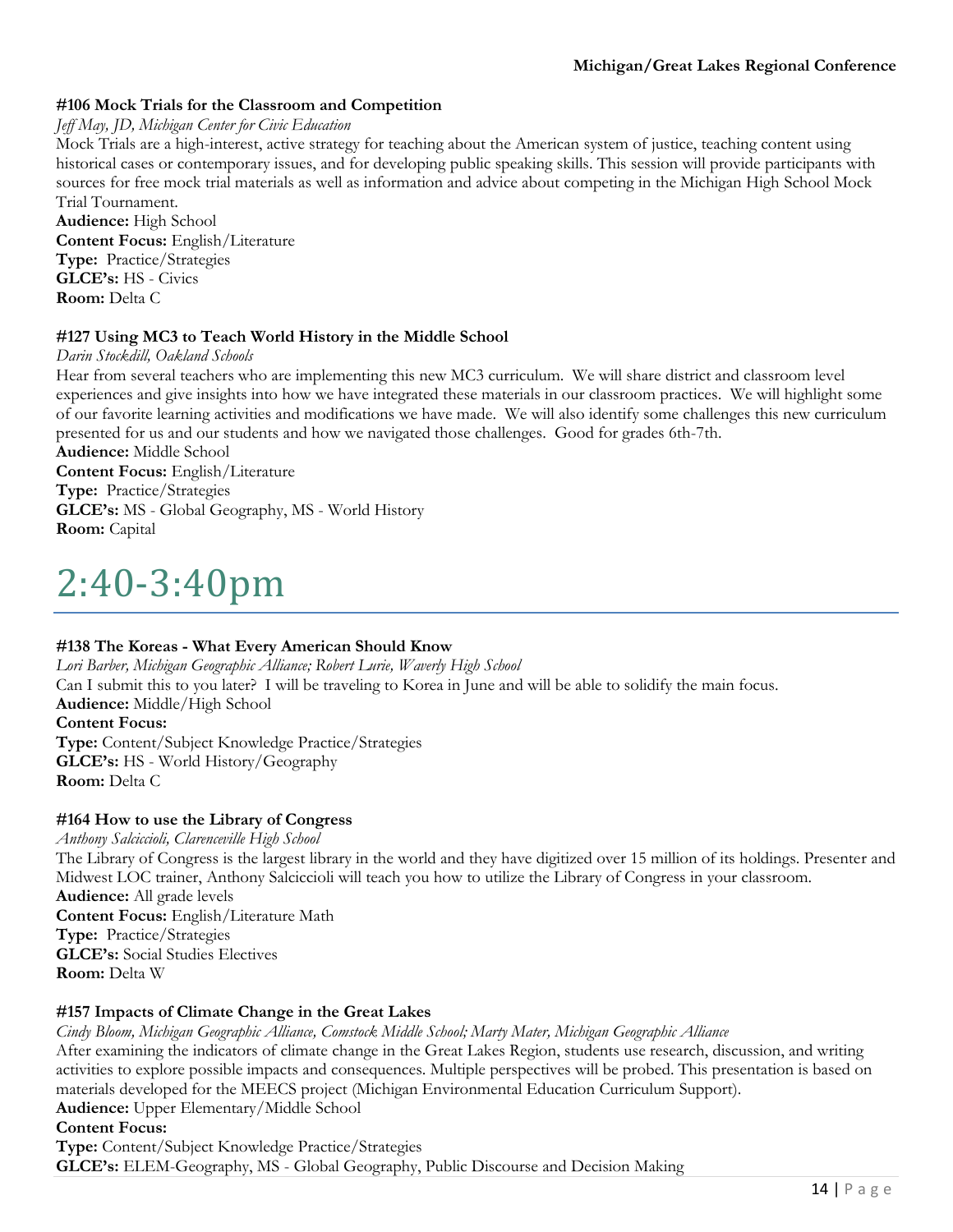**#106 Mock Trials for the Classroom and Competition**

*Jeff May, JD, Michigan Center for Civic Education*

Mock Trials are a high-interest, active strategy for teaching about the American system of justice, teaching content using historical cases or contemporary issues, and for developing public speaking skills. This session will provide participants with sources for free mock trial materials as well as information and advice about competing in the Michigan High School Mock Trial Tournament.

**Audience:** High School
**Content Focus:** English/Literature
**Type:** Practice/Strategies
**GLCE's:** HS - Civics
**Room:** Delta C

**#127 Using MC3 to Teach World History in the Middle School**

*Darin Stockdill, Oakland Schools*

Hear from several teachers who are implementing this new MC3 curriculum. We will share district and classroom level experiences and give insights into how we have integrated these materials in our classroom practices. We will highlight some of our favorite learning activities and modifications we have made. We will also identify some challenges this new curriculum presented for us and our students and how we navigated those challenges. Good for grades 6th-7th.

**Audience:** Middle School
**Content Focus:** English/Literature
**Type:** Practice/Strategies
**GLCE's:** MS - Global Geography, MS - World History
**Room:** Capital

# 2:40-3:40pm

**#138 The Koreas - What Every American Should Know**

*Lori Barber, Michigan Geographic Alliance; Robert Lurie, Waverly High School*

Can I submit this to you later? I will be traveling to Korea in June and will be able to solidify the main focus.

**Audience:** Middle/High School
**Content Focus:**
**Type:** Content/Subject Knowledge Practice/Strategies
**GLCE's:** HS - World History/Geography
**Room:** Delta C

**#164 How to use the Library of Congress**

*Anthony Salciccioli, Clarenceville High School*

The Library of Congress is the largest library in the world and they have digitized over 15 million of its holdings. Presenter and Midwest LOC trainer, Anthony Salciccioli will teach you how to utilize the Library of Congress in your classroom.

**Audience:** All grade levels
**Content Focus:** English/Literature Math
**Type:** Practice/Strategies
**GLCE's:** Social Studies Electives
**Room:** Delta W

**#157 Impacts of Climate Change in the Great Lakes**

*Cindy Bloom, Michigan Geographic Alliance, Comstock Middle School; Marty Mater, Michigan Geographic Alliance*

After examining the indicators of climate change in the Great Lakes Region, students use research, discussion, and writing activities to explore possible impacts and consequences. Multiple perspectives will be probed. This presentation is based on materials developed for the MEECS project (Michigan Environmental Education Curriculum Support).

**Audience:** Upper Elementary/Middle School
**Content Focus:**
**Type:** Content/Subject Knowledge Practice/Strategies
**GLCE's:** ELEM-Geography, MS - Global Geography, Public Discourse and Decision Making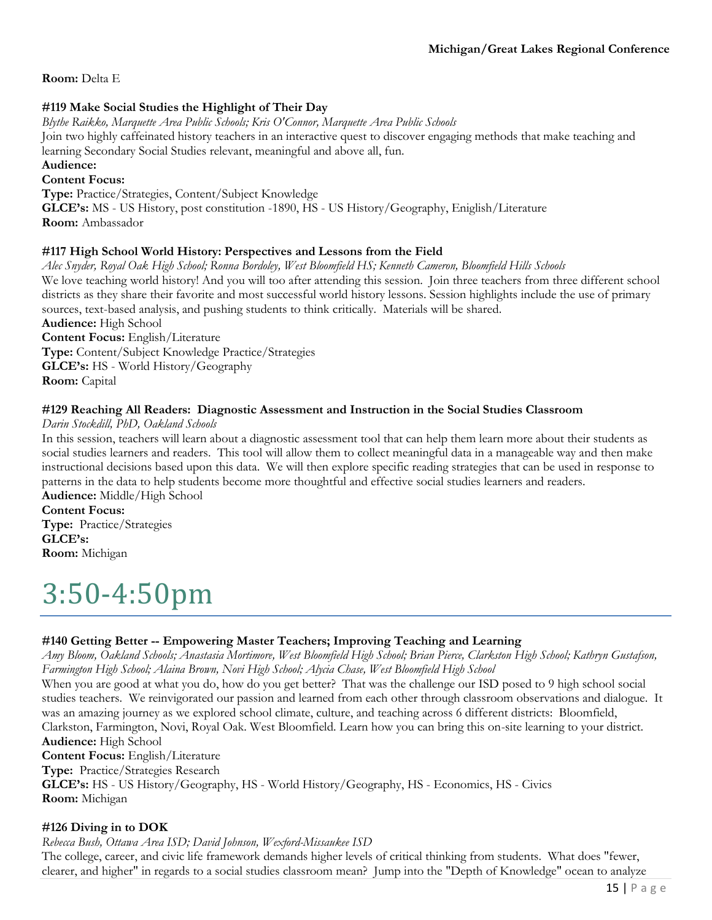**Room:** Delta E

**#119 Make Social Studies the Highlight of Their Day**

*Blythe Raikko, Marquette Area Public Schools; Kris O'Connor, Marquette Area Public Schools*

Join two highly caffeinated history teachers in an interactive quest to discover engaging methods that make teaching and learning Secondary Social Studies relevant, meaningful and above all, fun.

**Audience:**

**Content Focus:**

**Type:** Practice/Strategies, Content/Subject Knowledge

**GLCE's:** MS - US History, post constitution -1890, HS - US History/Geography, Eniglish/Literature

**Room:** Ambassador

**#117 High School World History: Perspectives and Lessons from the Field**

*Alec Snyder, Royal Oak High School; Ronna Bordoley, West Bloomfield HS; Kenneth Cameron, Bloomfield Hills Schools*

We love teaching world history! And you will too after attending this session. Join three teachers from three different school districts as they share their favorite and most successful world history lessons. Session highlights include the use of primary sources, text-based analysis, and pushing students to think critically. Materials will be shared.

**Audience:** High School

**Content Focus:** English/Literature

**Type:** Content/Subject Knowledge Practice/Strategies

**GLCE's:** HS - World History/Geography

**Room:** Capital

**#129 Reaching All Readers: Diagnostic Assessment and Instruction in the Social Studies Classroom**

*Darin Stockdill, PhD, Oakland Schools*

In this session, teachers will learn about a diagnostic assessment tool that can help them learn more about their students as social studies learners and readers. This tool will allow them to collect meaningful data in a manageable way and then make instructional decisions based upon this data. We will then explore specific reading strategies that can be used in response to patterns in the data to help students become more thoughtful and effective social studies learners and readers.

**Audience:** Middle/High School

**Content Focus:**

**Type:** Practice/Strategies

**GLCE's:**

**Room:** Michigan

# 3:50-4:50pm

**#140 Getting Better -- Empowering Master Teachers; Improving Teaching and Learning**

*Amy Bloom, Oakland Schools; Anastasia Mortimore, West Bloomfield High School; Brian Pierce, Clarkston High School; Kathryn Gustafson, Farmington High School; Alaina Brown, Novi High School; Alycia Chase, West Bloomfield High School*

When you are good at what you do, how do you get better? That was the challenge our ISD posed to 9 high school social studies teachers. We reinvigorated our passion and learned from each other through classroom observations and dialogue. It was an amazing journey as we explored school climate, culture, and teaching across 6 different districts: Bloomfield, Clarkston, Farmington, Novi, Royal Oak. West Bloomfield. Learn how you can bring this on-site learning to your district.

**Audience:** High School

**Content Focus:** English/Literature

**Type:** Practice/Strategies Research

**GLCE's:** HS - US History/Geography, HS - World History/Geography, HS - Economics, HS - Civics

**Room:** Michigan

**#126 Diving in to DOK**

*Rebecca Bush, Ottawa Area ISD; David Johnson, Wexford-Missaukee ISD*

The college, career, and civic life framework demands higher levels of critical thinking from students. What does "fewer, clearer, and higher" in regards to a social studies classroom mean? Jump into the "Depth of Knowledge" ocean to analyze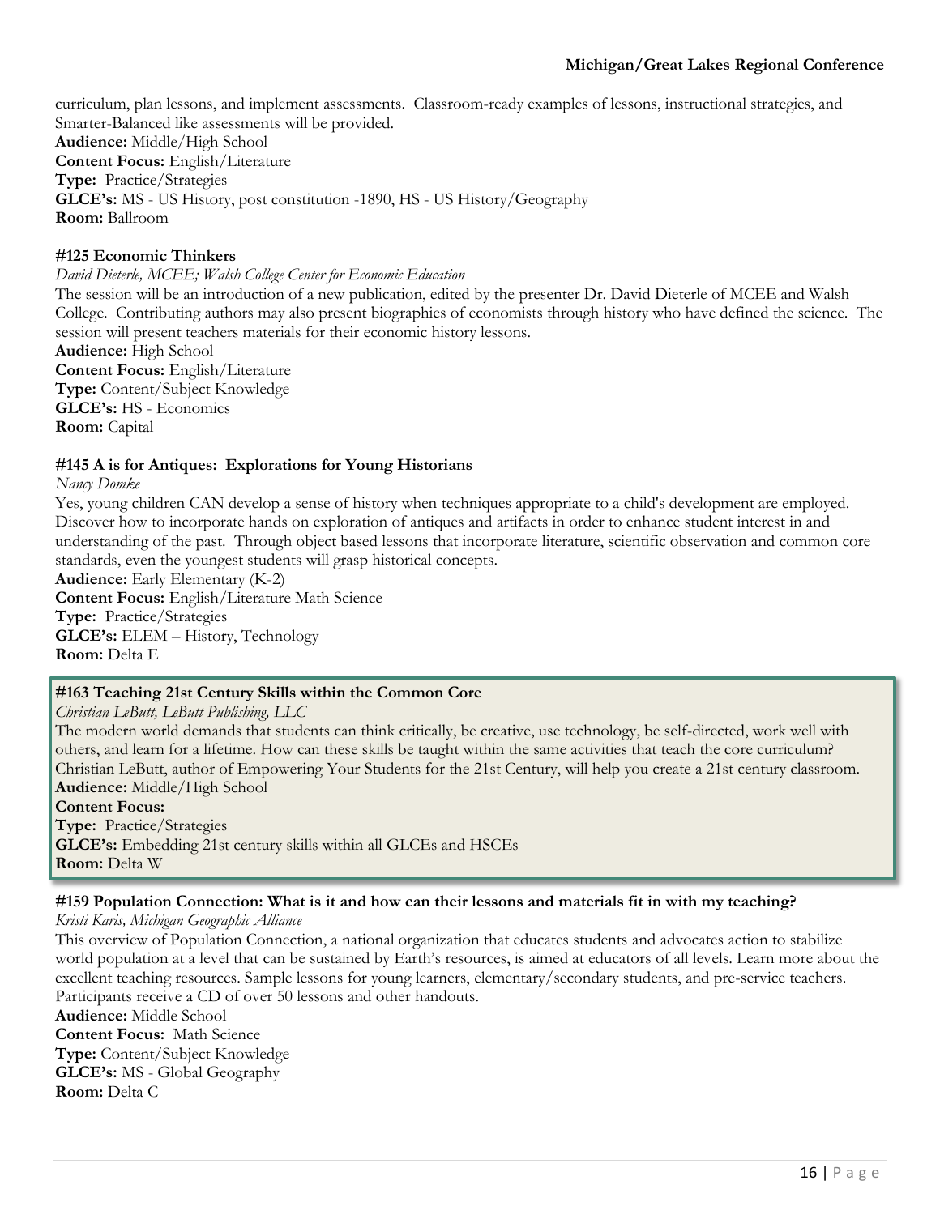curriculum, plan lessons, and implement assessments. Classroom-ready examples of lessons, instructional strategies, and Smarter-Balanced like assessments will be provided.
**Audience:** Middle/High School
**Content Focus:** English/Literature
**Type:** Practice/Strategies
**GLCE's:** MS - US History, post constitution -1890, HS - US History/Geography
**Room:** Ballroom

**#125 Economic Thinkers**

*David Dieterle, MCEE; Walsh College Center for Economic Education*

The session will be an introduction of a new publication, edited by the presenter Dr. David Dieterle of MCEE and Walsh College. Contributing authors may also present biographies of economists through history who have defined the science. The session will present teachers materials for their economic history lessons.
**Audience:** High School
**Content Focus:** English/Literature
**Type:** Content/Subject Knowledge
**GLCE's:** HS - Economics
**Room:** Capital

**#145 A is for Antiques: Explorations for Young Historians**

*Nancy Domke*

Yes, young children CAN develop a sense of history when techniques appropriate to a child's development are employed. Discover how to incorporate hands on exploration of antiques and artifacts in order to enhance student interest in and understanding of the past. Through object based lessons that incorporate literature, scientific observation and common core standards, even the youngest students will grasp historical concepts.
**Audience:** Early Elementary (K-2)
**Content Focus:** English/Literature Math Science
**Type:** Practice/Strategies
**GLCE's:** ELEM – History, Technology
**Room:** Delta E

**#163 Teaching 21st Century Skills within the Common Core**

*Christian LeButt, LeButt Publishing, LLC*

The modern world demands that students can think critically, be creative, use technology, be self-directed, work well with others, and learn for a lifetime. How can these skills be taught within the same activities that teach the core curriculum? Christian LeButt, author of Empowering Your Students for the 21st Century, will help you create a 21st century classroom.
**Audience:** Middle/High School
**Content Focus:**
**Type:** Practice/Strategies
**GLCE's:** Embedding 21st century skills within all GLCEs and HSCEs
**Room:** Delta W

**#159 Population Connection: What is it and how can their lessons and materials fit in with my teaching?**

*Kristi Karis, Michigan Geographic Alliance*

This overview of Population Connection, a national organization that educates students and advocates action to stabilize world population at a level that can be sustained by Earth's resources, is aimed at educators of all levels. Learn more about the excellent teaching resources. Sample lessons for young learners, elementary/secondary students, and pre-service teachers. Participants receive a CD of over 50 lessons and other handouts.
**Audience:** Middle School
**Content Focus:** Math Science
**Type:** Content/Subject Knowledge
**GLCE's:** MS - Global Geography
**Room:** Delta C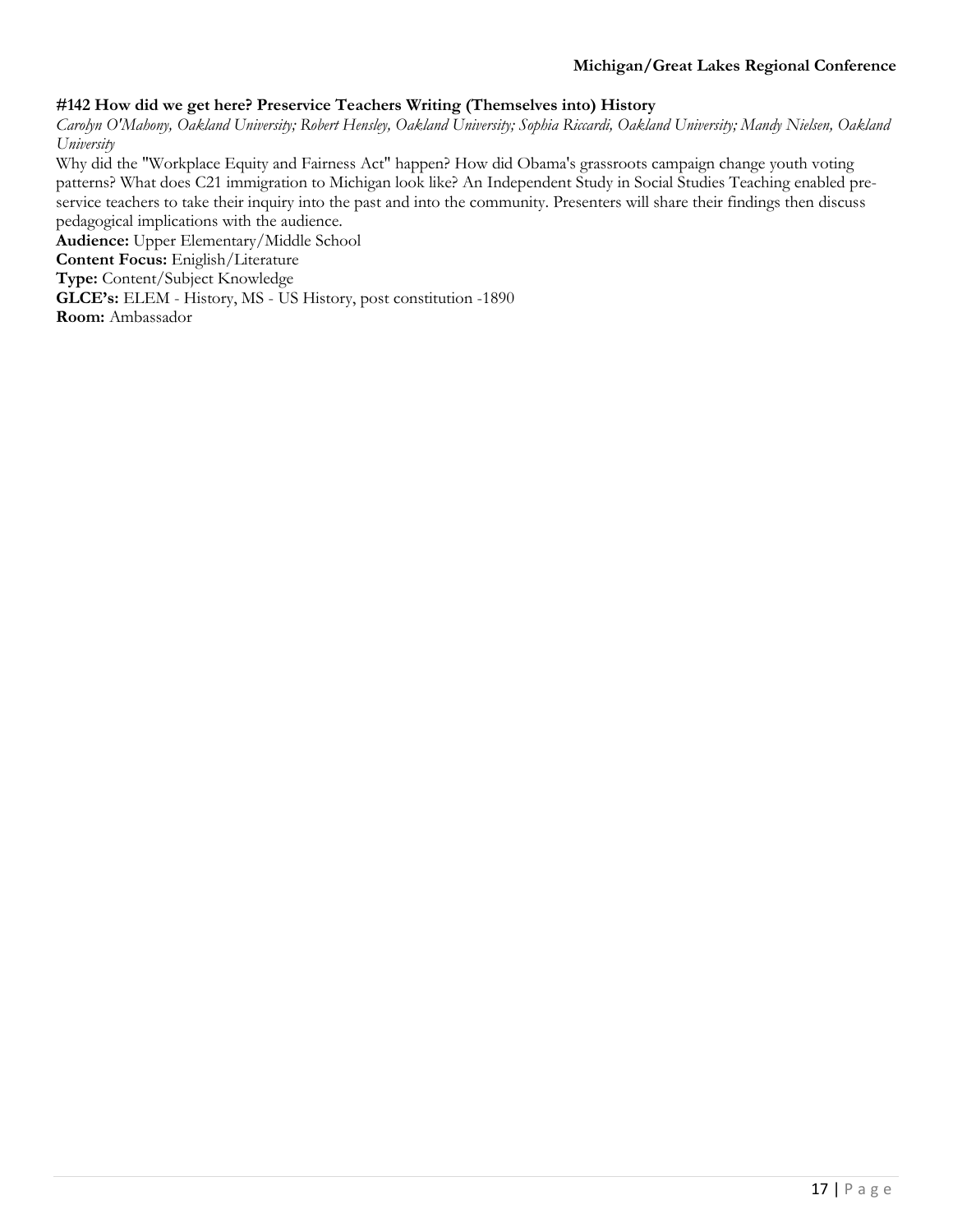**#142 How did we get here? Preservice Teachers Writing (Themselves into) History**

*Carolyn O'Mahony, Oakland University; Robert Hensley, Oakland University; Sophia Riccardi, Oakland University; Mandy Nielsen, Oakland University*

Why did the "Workplace Equity and Fairness Act" happen? How did Obama's grassroots campaign change youth voting patterns? What does C21 immigration to Michigan look like? An Independent Study in Social Studies Teaching enabled preservice teachers to take their inquiry into the past and into the community. Presenters will share their findings then discuss pedagogical implications with the audience.

**Audience:** Upper Elementary/Middle School
**Content Focus:** Eniglish/Literature
**Type:** Content/Subject Knowledge
**GLCE's:** ELEM - History, MS - US History, post constitution -1890
**Room:** Ambassador